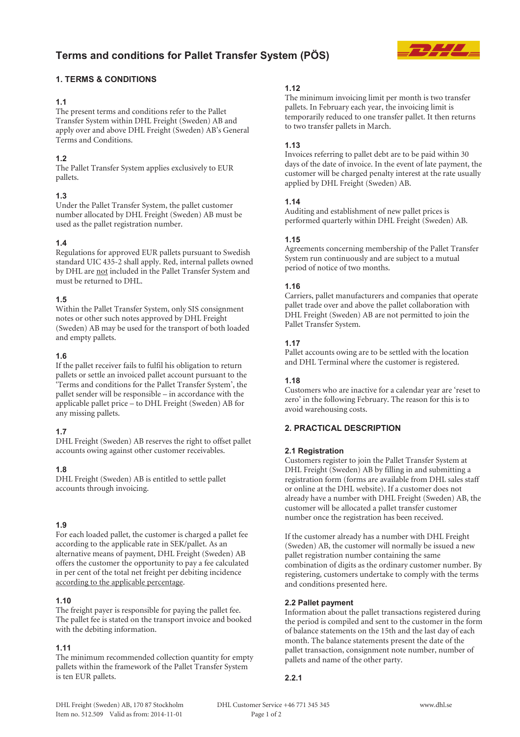# Terms and conditions for Pallet Transfer System (PÖS)

## 1. TERMS & CONDITIONS

### 1.1
The present terms and conditions refer to the Pallet Transfer System within DHL Freight (Sweden) AB and apply over and above DHL Freight (Sweden) AB's General Terms and Conditions.

### 1.2
The Pallet Transfer System applies exclusively to EUR pallets.

### 1.3
Under the Pallet Transfer System, the pallet customer number allocated by DHL Freight (Sweden) AB must be used as the pallet registration number.

### 1.4
Regulations for approved EUR pallets pursuant to Swedish standard UIC 435-2 shall apply. Red, internal pallets owned by DHL are not included in the Pallet Transfer System and must be returned to DHL.

### 1.5
Within the Pallet Transfer System, only SIS consignment notes or other such notes approved by DHL Freight (Sweden) AB may be used for the transport of both loaded and empty pallets.

### 1.6
If the pallet receiver fails to fulfil his obligation to return pallets or settle an invoiced pallet account pursuant to the 'Terms and conditions for the Pallet Transfer System', the pallet sender will be responsible – in accordance with the applicable pallet price – to DHL Freight (Sweden) AB for any missing pallets.

### 1.7
DHL Freight (Sweden) AB reserves the right to offset pallet accounts owing against other customer receivables.

### 1.8
DHL Freight (Sweden) AB is entitled to settle pallet accounts through invoicing.

### 1.9
For each loaded pallet, the customer is charged a pallet fee according to the applicable rate in SEK/pallet. As an alternative means of payment, DHL Freight (Sweden) AB offers the customer the opportunity to pay a fee calculated in per cent of the total net freight per debiting incidence according to the applicable percentage.

### 1.10
The freight payer is responsible for paying the pallet fee. The pallet fee is stated on the transport invoice and booked with the debiting information.

### 1.11
The minimum recommended collection quantity for empty pallets within the framework of the Pallet Transfer System is ten EUR pallets.

### 1.12
The minimum invoicing limit per month is two transfer pallets. In February each year, the invoicing limit is temporarily reduced to one transfer pallet. It then returns to two transfer pallets in March.

### 1.13
Invoices referring to pallet debt are to be paid within 30 days of the date of invoice. In the event of late payment, the customer will be charged penalty interest at the rate usually applied by DHL Freight (Sweden) AB.

### 1.14
Auditing and establishment of new pallet prices is performed quarterly within DHL Freight (Sweden) AB.

### 1.15
Agreements concerning membership of the Pallet Transfer System run continuously and are subject to a mutual period of notice of two months.

### 1.16
Carriers, pallet manufacturers and companies that operate pallet trade over and above the pallet collaboration with DHL Freight (Sweden) AB are not permitted to join the Pallet Transfer System.

### 1.17
Pallet accounts owing are to be settled with the location and DHL Terminal where the customer is registered.

### 1.18
Customers who are inactive for a calendar year are 'reset to zero' in the following February. The reason for this is to avoid warehousing costs.

## 2. PRACTICAL DESCRIPTION

### 2.1 Registration
Customers register to join the Pallet Transfer System at DHL Freight (Sweden) AB by filling in and submitting a registration form (forms are available from DHL sales staff or online at the DHL website). If a customer does not already have a number with DHL Freight (Sweden) AB, the customer will be allocated a pallet transfer customer number once the registration has been received.

If the customer already has a number with DHL Freight (Sweden) AB, the customer will normally be issued a new pallet registration number containing the same combination of digits as the ordinary customer number. By registering, customers undertake to comply with the terms and conditions presented here.

### 2.2 Pallet payment
Information about the pallet transactions registered during the period is compiled and sent to the customer in the form of balance statements on the 15th and the last day of each month. The balance statements present the date of the pallet transaction, consignment note number, number of pallets and name of the other party.

#### 2.2.1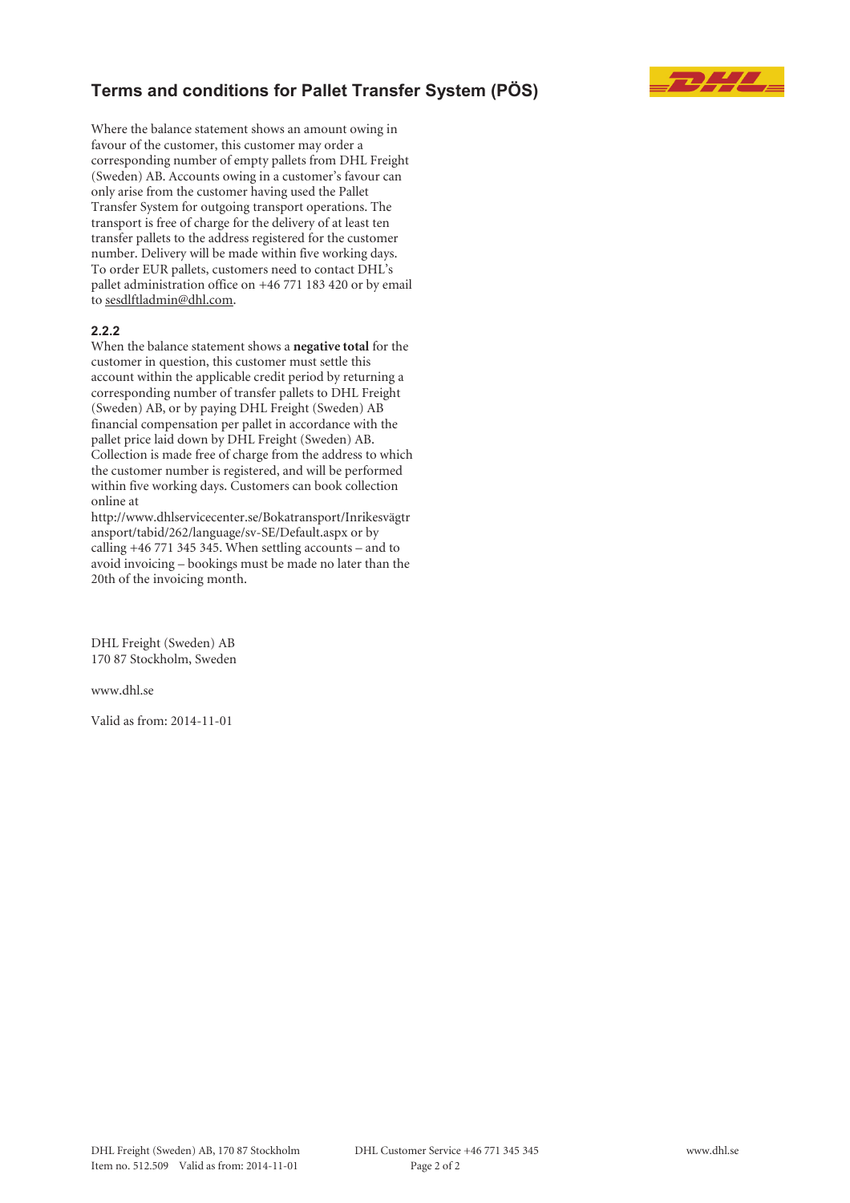# Terms and conditions for Pallet Transfer System (PÖS)

Where the balance statement shows an amount owing in favour of the customer, this customer may order a corresponding number of empty pallets from DHL Freight (Sweden) AB. Accounts owing in a customer's favour can only arise from the customer having used the Pallet Transfer System for outgoing transport operations. The transport is free of charge for the delivery of at least ten transfer pallets to the address registered for the customer number. Delivery will be made within five working days. To order EUR pallets, customers need to contact DHL's pallet administration office on +46 771 183 420 or by email to sesdlftladmin@dhl.com.

**2.2.2**

When the balance statement shows a **negative total** for the customer in question, this customer must settle this account within the applicable credit period by returning a corresponding number of transfer pallets to DHL Freight (Sweden) AB, or by paying DHL Freight (Sweden) AB financial compensation per pallet in accordance with the pallet price laid down by DHL Freight (Sweden) AB. Collection is made free of charge from the address to which the customer number is registered, and will be performed within five working days. Customers can book collection online at http://www.dhlservicecenter.se/Bokatransport/Inrikesvägtransport/tabid/262/language/sv-SE/Default.aspx or by calling +46 771 345 345. When settling accounts – and to avoid invoicing – bookings must be made no later than the 20th of the invoicing month.

DHL Freight (Sweden) AB
170 87 Stockholm, Sweden

www.dhl.se

Valid as from: 2014-11-01